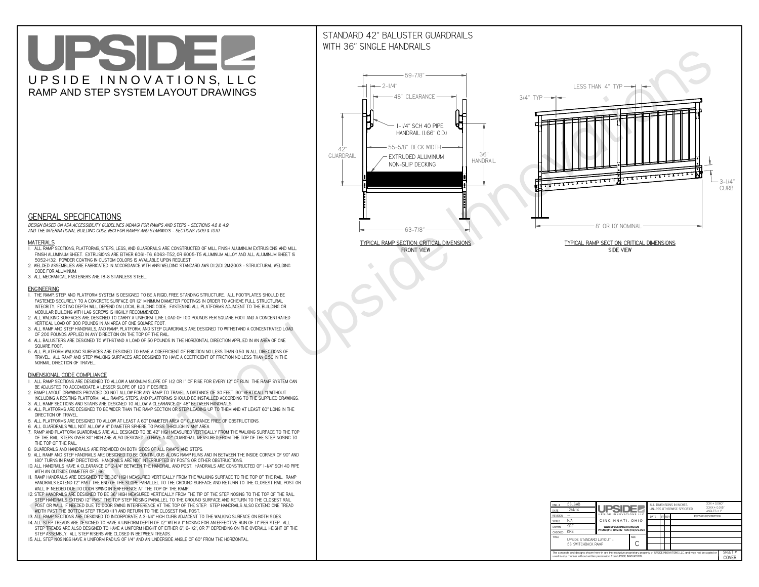# UPSIDE

UPSIDE INNOVATIONS, LLC

RAMP AND STEP SYSTEM LAYOUT DRAWINGS

## STANDARD 42" BALUSTER GUARDRAILS WITH 36" SINGLE HANDRAILS

59-7/8"
2-1/4"
48" CLEARANCE
1-1/4" SCH 40 PIPE HANDRAIL (1.66" O.D.)
42" GUARDRAIL
55-5/8" DECK WIDTH
EXTRUDED ALUMINUM NON-SLIP DECKING
36" HANDRAIL
63-7/8"

TYPICAL RAMP SECTION: CRITICAL DIMENSIONS
FRONT VIEW

LESS THAN 4" TYP
3/4" TYP
3-1/4" CURB
8' OR 10' NOMINAL

TYPICAL RAMP SECTION: CRITICAL DIMENSIONS
SIDE VIEW

## GENERAL SPECIFICATIONS

*DESIGN BASED ON ADA ACCESSIBILITY GUIDELINES (ADAAG) FOR RAMPS AND STEPS - SECTIONS 4.8 & 4.9 AND THE INTERNATIONAL BUILDING CODE (IBC) FOR RAMPS AND STAIRWAYS - SECTIONS 1009 & 1010*

### MATERIALS

1. ALL RAMP SECTIONS, PLATFORMS, STEPS, LEGS, AND GUARDRAILS ARE CONSTRUCTED OF MILL FINISH ALUMINUM EXTRUSIONS AND MILL FINISH ALUMINUM SHEET. EXTRUSIONS ARE EITHER 6061-T6, 6063-T52, OR 6005-T5 ALUMINUM ALLOY AND ALL ALUMINUM SHEET IS 5052-H32. POWDER COATING IN CUSTOM COLORS IS AVAILABLE UPON REQUEST.
2. WELDED ASSEMBLIES ARE FABRICATED IN ACCORDANCE WITH ANSI WELDING STANDARD AWS D1.2/D1.2M:2003 - STRUCTURAL WELDING CODE FOR ALUMINUM.
3. ALL MECHANICAL FASTENERS ARE 18-8 STAINLESS STEEL.

### ENGINEERING

1. THE RAMP, STEP, AND PLATFORM SYSTEM IS DESIGNED TO BE A RIGID, FREE STANDING STRUCTURE. ALL FOOTPLATES SHOULD BE FASTENED SECURELY TO A CONCRETE SURFACE OR 12" MINIMUM DIAMETER FOOTINGS IN ORDER TO ACHIEVE FULL STRUCTURAL INTEGRITY. FOOTING DEPTH WILL DEPEND ON LOCAL BUILDING CODE. FASTENING ALL PLATFORMS ADJACENT TO THE BUILDING OR MODULAR BUILDING WITH LAG SCREWS IS HIGHLY RECOMMENDED.
2. ALL WALKING SURFACES ARE DESIGNED TO CARRY A UNIFORM LIVE LOAD OF 100 POUNDS PER SQUARE FOOT AND A CONCENTRATED VERTICAL LOAD OF 300 POUNDS IN AN AREA OF ONE SQUARE FOOT.
3. ALL RAMP AND STEP HANDRAILS, AND RAMP, PLATFORM, AND STEP GUARDRAILS ARE DESIGNED TO WITHSTAND A CONCENTRATED LOAD OF 200 POUNDS APPLIED IN ANY DIRECTION ON THE TOP OF THE RAIL.
4. ALL BALUSTERS ARE DESIGNED TO WITHSTAND A LOAD OF 50 POUNDS IN THE HORIZONTAL DIRECTION APPLIED IN AN AREA OF ONE SQUARE FOOT.
5. ALL PLATFORM WALKING SURFACES ARE DESIGNED TO HAVE A COEFFICIENT OF FRICTION NO LESS THAN 0.50 IN ALL DIRECTIONS OF TRAVEL. ALL RAMP AND STEP WALKING SURFACES ARE DESIGNED TO HAVE A COEFFICIENT OF FRICTION NO LESS THAN 0.50 IN THE NORMAL DIRECTION OF TRAVEL.

### DIMENSIONAL CODE COMPLIANCE

1. ALL RAMP SECTIONS ARE DESIGNED TO ALLOW A MAXIMUM SLOPE OF 1:12 OR 1" OF RISE FOR EVERY 12" OF RUN. THE RAMP SYSTEM CAN BE ADJUSTED TO ACCOMODATE A LESSER SLOPE OF 1:20 IF DESIRED.
2. RAMP LAYOUT DRAWINGS PROVIDED DO NOT ALLOW FOR ANY RAMP TO TRAVEL A DISTANCE OF 30 FEET (30" VERTICALLY) WITHOUT INCLUDING A RESTING PLATFORM. ALL RAMPS, STEPS, AND PLATFORMS SHOULD BE INSTALLED ACCORDING TO THE SUPPLIED DRAWINGS.
3. ALL RAMP SECTIONS AND STAIRS ARE DESIGNED TO ALLOW A CLEARANCE OF 48" BETWEEN HANDRAILS.
4. ALL PLATFORMS ARE DESIGNED TO BE WIDER THAN THE RAMP SECTION OR STEP LEADING UP TO THEM AND AT LEAST 60" LONG IN THE DIRECTION OF TRAVEL.
5. ALL PLATFORMS ARE DESIGNED TO ALLOW AT LEAST A 60" DIAMETER AREA OF CLEARANCE FREE OF OBSTRUCTIONS.
6. ALL GUARDRAILS WILL NOT ALLOW A 4" DIAMETER SPHERE TO PASS THROUGH IN ANY AREA.
7. RAMP AND PLATFORM GUARDRAILS ARE ALL DESIGNED TO BE 42" HIGH MEASURED VERTICALLY FROM THE WALKING SURFACE TO THE TOP OF THE RAIL. STEPS OVER 30" HIGH ARE ALSO DESIGNED TO HAVE A 42" GUARDRAIL MEASURED FROM THE TOP OF THE STEP NOSING TO THE TOP OF THE RAIL.
8. GUARDRAILS AND HANDRAILS ARE PROVIDED ON BOTH SIDES OF ALL RAMPS AND STEPS.
9. ALL RAMP AND STEP HANDRAILS ARE DESIGNED TO BE CONTINUOUS ALONG RAMP RUNS AND IN BETWEEN THE INSIDE CORNER OF 90° AND 180° TURNS IN RAMP DIRECTIONS. HANDRAILS ARE NOT INTERRUPTED BY POSTS OR OTHER OBSTRUCTIONS.
10. ALL HANDRAILS HAVE A CLEARANCE OF 2-1/4" BETWEEN THE HANDRAIL AND POST. HANDRAILS ARE CONSTRUCTED OF 1-1/4" SCH 40 PIPE WITH AN OUTSIDE DIAMETER OF 1.66"
11. RAMP HANDRAILS ARE DESIGNED TO BE 36" HIGH MEASURED VERTICALLY FROM THE WALKING SURFACE TO THE TOP OF THE RAIL. RAMP HANDRAILS EXTEND 12" PAST THE END OF THE SLOPE PARALLEL TO THE GROUND SURFACE AND RETURN TO THE CLOSEST RAIL POST OR WALL IF NEEDED DUE TO DOOR SWING INTERFERENCE AT THE TOP OF THE RAMP.
12. STEP HANDRAILS ARE DESIGNED TO BE 36" HIGH MEASURED VERTICALLY FROM THE TIP OF THE STEP NOSING TO THE TOP OF THE RAIL. STEP HANDRAILS EXTEND 12" PAST THE TOP STEP NOSING PARALLEL TO THE GROUND SURFACE AND RETURN TO THE CLOSEST RAIL POST OR WALL IF NEEDED DUE TO DOOR SWING INTERFERENCE AT THE TOP OF THE STEP. STEP HANDRAILS ALSO EXTEND ONE TREAD WIDTH PAST THE BOTTOM STEP TREAD (11") AND RETURN TO THE CLOSEST RAIL POST.
13. ALL RAMP SECTIONS ARE DESIGNED TO INCORPORATE A 3-1/4" HIGH CURB ADJACENT TO THE WALKING SURFACE ON BOTH SIDES.
14. ALL STEP TREADS ARE DESIGNED TO HAVE A UNIFORM DEPTH OF 12" WITH A 1" NOSING FOR AN EFFECTIVE RUN OF 11" PER STEP. ALL STEP TREADS ARE ALSO DESIGNED TO HAVE A UNIFORM HEIGHT OF EITHER 6", 6-1/2", OR 7" DEPENDING ON THE OVERALL HEIGHT OF THE STEP ASSEMBLY. ALL STEP RISERS ARE CLOSED IN BETWEEN TREADS.
15. ALL STEP NOSINGS HAVE A UNIFORM RADIUS OF 1/4" AND AN UNDERSIDE ANGLE OF 60° FROM THE HORIZONTAL.

| | | | |
|---|---|---|---|
| DWG # | 58_SWB | UPSIDE INNOVATIONS LLC, CINCINNATI, OHIO, WWW.UPSIDEINNOVATIONS.COM, PHONE: (513) 889-2492 FAX: (513) 672-2124 | ALL DIMENSIONS IN INCHES UNLESS OTHERWISE SPECIFIED. X.XX ± 0.060", X.XXX ± 0.015", ANGLES ± 1° |
| DATE | 12/4/14 | | DATE / BY / REV / REVISION DESCRIPTION |
| REVISION | --- | | |
| SCALE | N/A | | |
| DRAWN | SRF | | |
| CHECKED | KRS | | |
| TITLE | UPSIDE STANDARD LAYOUT - 58' SWITCHBACK RAMP | SIZE: C | SHEET #: COVER |

The concepts and designs shown here-in are the exclusive proprietary property of UPSIDE INNOVATIONS LLC and may not be copied or used in any manner without written permission from UPSIDE INNOVATIONS.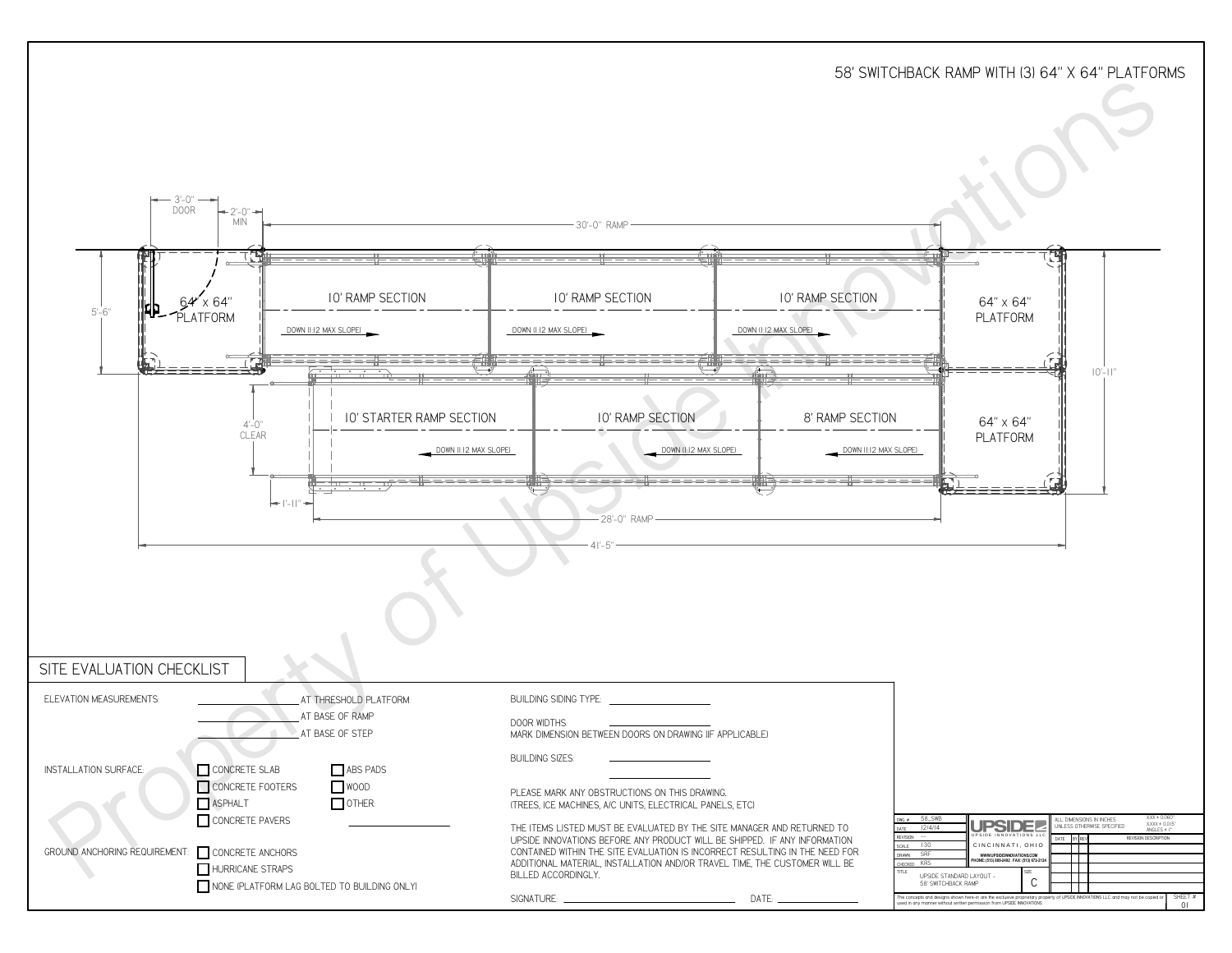# 58' SWITCHBACK RAMP WITH (3) 64" X 64" PLATFORMS

3'-0"
DOOR

2'-0"
MIN

30'-0" RAMP

5'-6"

64" x 64"
PLATFORM

10' RAMP SECTION

DOWN (1:12 MAX SLOPE)

10' RAMP SECTION

DOWN (1:12 MAX SLOPE)

10' RAMP SECTION

DOWN (1:12 MAX SLOPE)

64" x 64"
PLATFORM

10'-11"

4'-0"
CLEAR

10' STARTER RAMP SECTION

DOWN (1:12 MAX SLOPE)

10' RAMP SECTION

DOWN (1:12 MAX SLOPE)

8' RAMP SECTION

DOWN (1:12 MAX SLOPE)

64" x 64"
PLATFORM

1'-11"

28'-0" RAMP

41'-5"

## SITE EVALUATION CHECKLIST

ELEVATION MEASUREMENTS: ____________ AT THRESHOLD PLATFORM

____________ AT BASE OF RAMP

____________ AT BASE OF STEP

INSTALLATION SURFACE:

- ☐ CONCRETE SLAB
- ☐ CONCRETE FOOTERS
- ☐ ASPHALT
- ☐ CONCRETE PAVERS
- ☐ ABS PADS
- ☐ WOOD
- ☐ OTHER ____________

GROUND ANCHORING REQUIREMENT:

- ☐ CONCRETE ANCHORS
- ☐ HURRICANE STRAPS
- ☐ NONE (PLATFORM LAG BOLTED TO BUILDING ONLY)

BUILDING SIDING TYPE: ____________

DOOR WIDTHS: ____________
MARK DIMENSION BETWEEN DOORS ON DRAWING (IF APPLICABLE)

BUILDING SIZES: ____________

____________

PLEASE MARK ANY OBSTRUCTIONS ON THIS DRAWING.
(TREES, ICE MACHINES, A/C UNITS, ELECTRICAL PANELS, ETC)

THE ITEMS LISTED MUST BE EVALUATED BY THE SITE MANAGER AND RETURNED TO UPSIDE INNOVATIONS BEFORE ANY PRODUCT WILL BE SHIPPED. IF ANY INFORMATION CONTAINED WITHIN THE SITE EVALUATION IS INCORRECT RESULTING IN THE NEED FOR ADDITIONAL MATERIAL, INSTALLATION AND/OR TRAVEL TIME, THE CUSTOMER WILL BE BILLED ACCORDINGLY.

SIGNATURE: ____________ DATE: ____________

| | |
|---|---|
| DWG # | 58_SWB |
| DATE | 12/4/14 |
| REVISION | --- |
| SCALE | 1:30 |
| DRAWN | SRF |
| CHECKED | KRS |

UPSIDE INNOVATIONS LLC
CINCINNATI, OHIO
WWW.UPSIDEINNOVATIONS.COM
PHONE: (513) 889-2492 FAX: (513) 672-2124

TITLE: UPSIDE STANDARD LAYOUT - 58' SWITCHBACK RAMP

SIZE: C

ALL DIMENSIONS IN INCHES UNLESS OTHERWISE SPECIFIED
XXX ± 0.060"
XXXX ± 0.015"
ANGLES ± 1°

| DATE | BY | REV | REVISION DESCRIPTION |
|---|---|---|---|
| | | | |

The concepts and designs shown here-in are the exclusive proprietary property of UPSIDE INNOVATIONS LLC and may not be copied or used in any manner without written permission from UPSIDE INNOVATIONS.

SHEET # 01